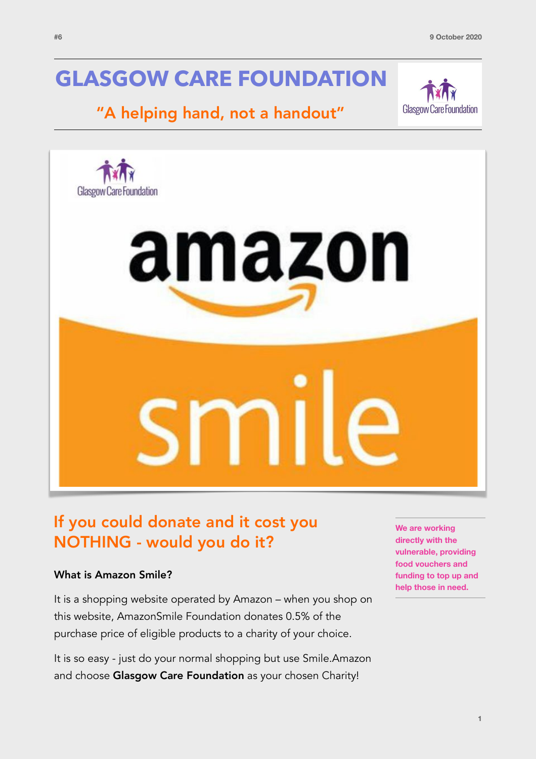# GLASGOW CARE FOUNDATION

## "A helping hand, not a handout"

## If you could donate and it cost you NOTHING - would you do it?

**We are working directly with the vulnerable, providing food vouchers and funding to top up and help those in need.**

### What is Amazon Smile?

It is a shopping website operated by Amazon – when you shop on this website, AmazonSmile Foundation donates 0.5% of the purchase price of eligible products to a charity of your choice.

It is so easy - just do your normal shopping but use Smile.Amazon and choose **Glasgow Care Foundation** as your chosen Charity!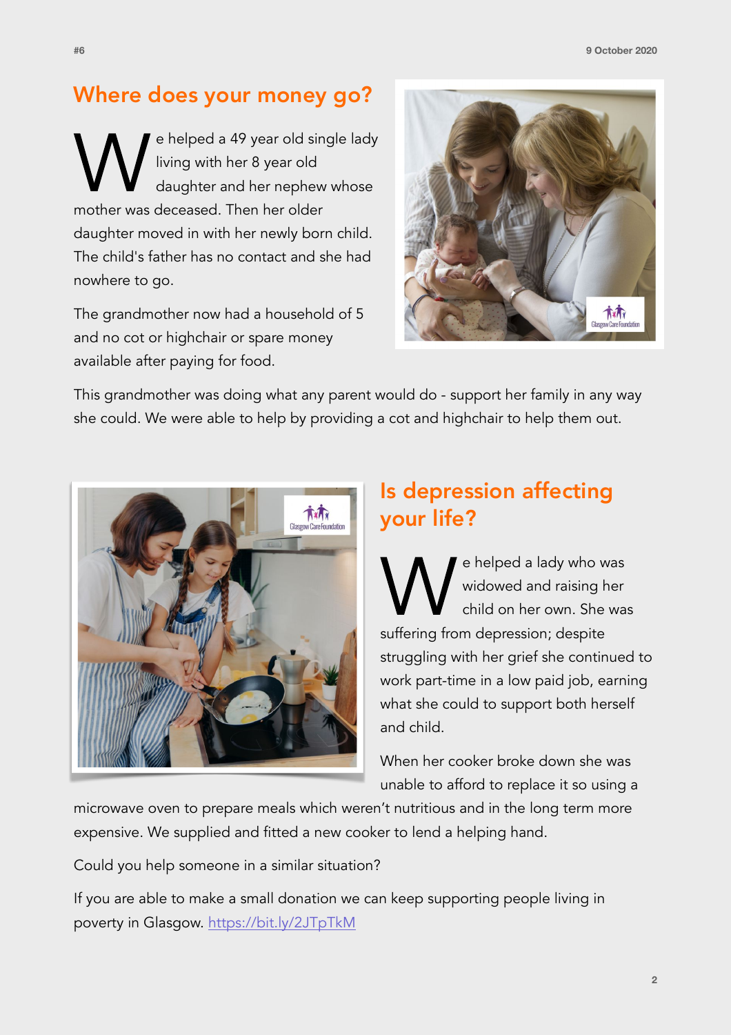## Where does your money go?

We helped a 49 year old single lady living with her 8 year old daughter and her nephew whose mother was deceased. Then her older daughter moved in with her newly born child. The child's father has no contact and she had nowhere to go.

The grandmother now had a household of 5 and no cot or highchair or spare money available after paying for food.

This grandmother was doing what any parent would do - support her family in any way she could. We were able to help by providing a cot and highchair to help them out.

## Is depression affecting your life?

We helped a lady who was widowed and raising her child on her own. She was suffering from depression; despite struggling with her grief she continued to work part-time in a low paid job, earning what she could to support both herself and child.

When her cooker broke down she was unable to afford to replace it so using a microwave oven to prepare meals which weren't nutritious and in the long term more expensive. We supplied and fitted a new cooker to lend a helping hand.

Could you help someone in a similar situation?

If you are able to make a small donation we can keep supporting people living in poverty in Glasgow. https://bit.ly/2JTpTkM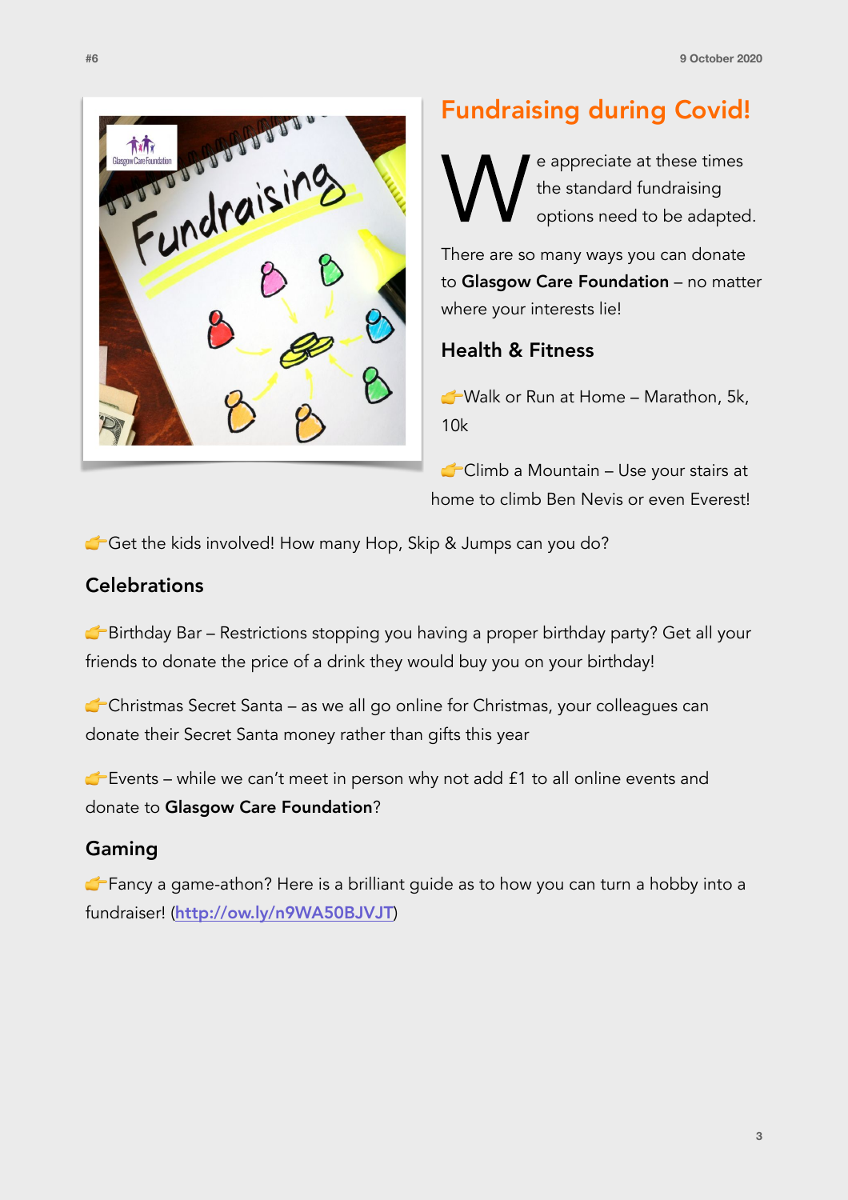## Fundraising during Covid!

We appreciate at these times the standard fundraising options need to be adapted.

There are so many ways you can donate to **Glasgow Care Foundation** – no matter where your interests lie!

### Health & Fitness

👉Walk or Run at Home – Marathon, 5k, 10k

👉Climb a Mountain – Use your stairs at home to climb Ben Nevis or even Everest!

👉Get the kids involved! How many Hop, Skip & Jumps can you do?

### Celebrations

👉Birthday Bar – Restrictions stopping you having a proper birthday party? Get all your friends to donate the price of a drink they would buy you on your birthday!

👉Christmas Secret Santa – as we all go online for Christmas, your colleagues can donate their Secret Santa money rather than gifts this year

👉Events – while we can't meet in person why not add £1 to all online events and donate to **Glasgow Care Foundation**?

### Gaming

👉Fancy a game-athon? Here is a brilliant guide as to how you can turn a hobby into a fundraiser! (http://ow.ly/n9WA50BJVJT)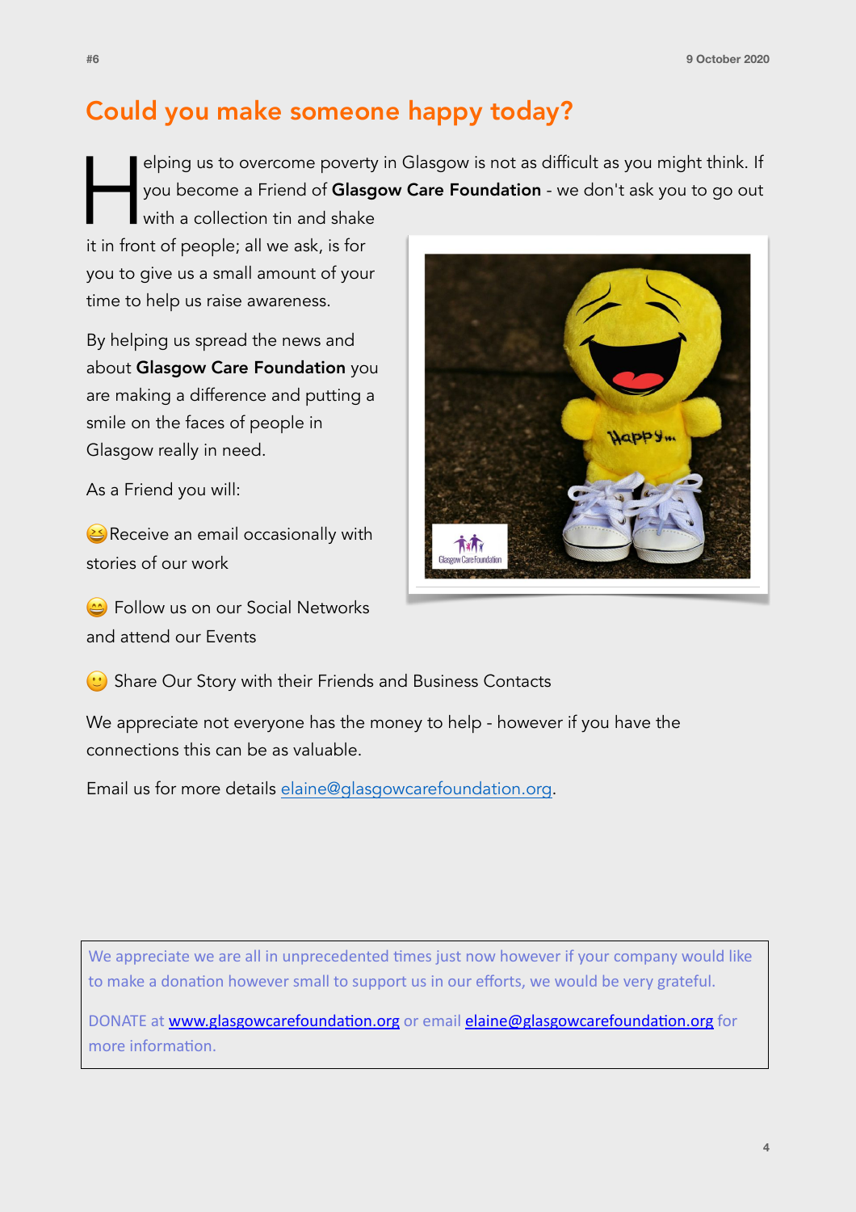## Could you make someone happy today?

Helping us to overcome poverty in Glasgow is not as difficult as you might think. If you become a Friend of **Glasgow Care Foundation** - we don't ask you to go out with a collection tin and shake it in front of people; all we ask, is for you to give us a small amount of your time to help us raise awareness.

By helping us spread the news and about **Glasgow Care Foundation** you are making a difference and putting a smile on the faces of people in Glasgow really in need.

As a Friend you will:

😆Receive an email occasionally with stories of our work

😄 Follow us on our Social Networks and attend our Events

🙂 Share Our Story with their Friends and Business Contacts

We appreciate not everyone has the money to help - however if you have the connections this can be as valuable.

Email us for more details elaine@glasgowcarefoundation.org.

We appreciate we are all in unprecedented times just now however if your company would like to make a donation however small to support us in our efforts, we would be very grateful.

DONATE at www.glasgowcarefoundation.org or email elaine@glasgowcarefoundation.org for more information.